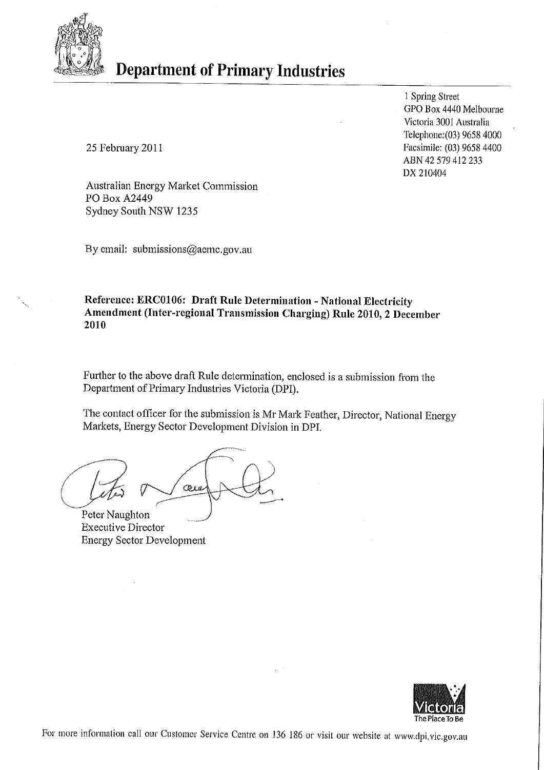# Department of Primary Industries

1 Spring Street
GPO Box 4440 Melbourne
Victoria 3001 Australia
Telephone:(03) 9658 4000
Facsimile: (03) 9658 4400
ABN 42 579 412 233
DX 210404

25 February 2011

Australian Energy Market Commission
PO Box A2449
Sydney South NSW 1235

By email: submissions@aemc.gov.au

**Reference: ERC0106: Draft Rule Determination - National Electricity Amendment (Inter-regional Transmission Charging) Rule 2010, 2 December 2010**

Further to the above draft Rule determination, enclosed is a submission from the Department of Primary Industries Victoria (DPI).

The contact officer for the submission is Mr Mark Feather, Director, National Energy Markets, Energy Sector Development Division in DPI.

Peter Naughton
Executive Director
Energy Sector Development

Victoria The Place To Be

For more information call our Customer Service Centre on 136 186 or visit our website at www.dpi.vic.gov.au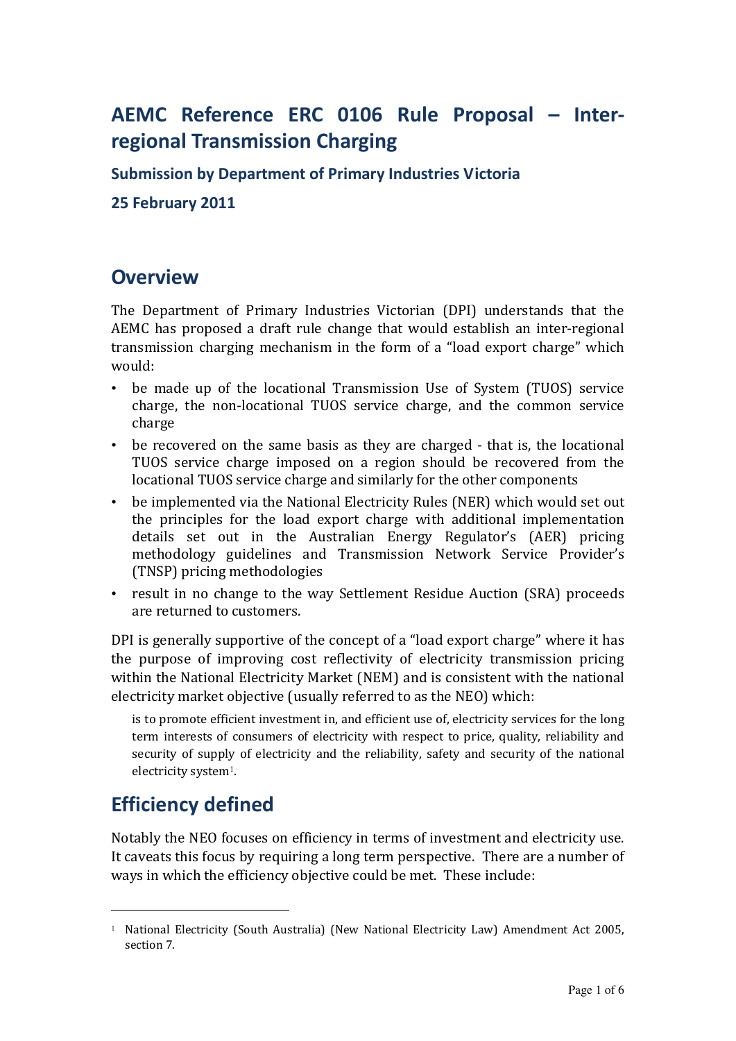# AEMC Reference ERC 0106 Rule Proposal – Inter-regional Transmission Charging

### Submission by Department of Primary Industries Victoria

### 25 February 2011

## Overview

The Department of Primary Industries Victorian (DPI) understands that the AEMC has proposed a draft rule change that would establish an inter-regional transmission charging mechanism in the form of a "load export charge" which would:

- be made up of the locational Transmission Use of System (TUOS) service charge, the non-locational TUOS service charge, and the common service charge
- be recovered on the same basis as they are charged - that is, the locational TUOS service charge imposed on a region should be recovered from the locational TUOS service charge and similarly for the other components
- be implemented via the National Electricity Rules (NER) which would set out the principles for the load export charge with additional implementation details set out in the Australian Energy Regulator's (AER) pricing methodology guidelines and Transmission Network Service Provider's (TNSP) pricing methodologies
- result in no change to the way Settlement Residue Auction (SRA) proceeds are returned to customers.

DPI is generally supportive of the concept of a "load export charge" where it has the purpose of improving cost reflectivity of electricity transmission pricing within the National Electricity Market (NEM) and is consistent with the national electricity market objective (usually referred to as the NEO) which:

> is to promote efficient investment in, and efficient use of, electricity services for the long term interests of consumers of electricity with respect to price, quality, reliability and security of supply of electricity and the reliability, safety and security of the national electricity system[1].

## Efficiency defined

Notably the NEO focuses on efficiency in terms of investment and electricity use. It caveats this focus by requiring a long term perspective. There are a number of ways in which the efficiency objective could be met. These include:

[1] National Electricity (South Australia) (New National Electricity Law) Amendment Act 2005, section 7.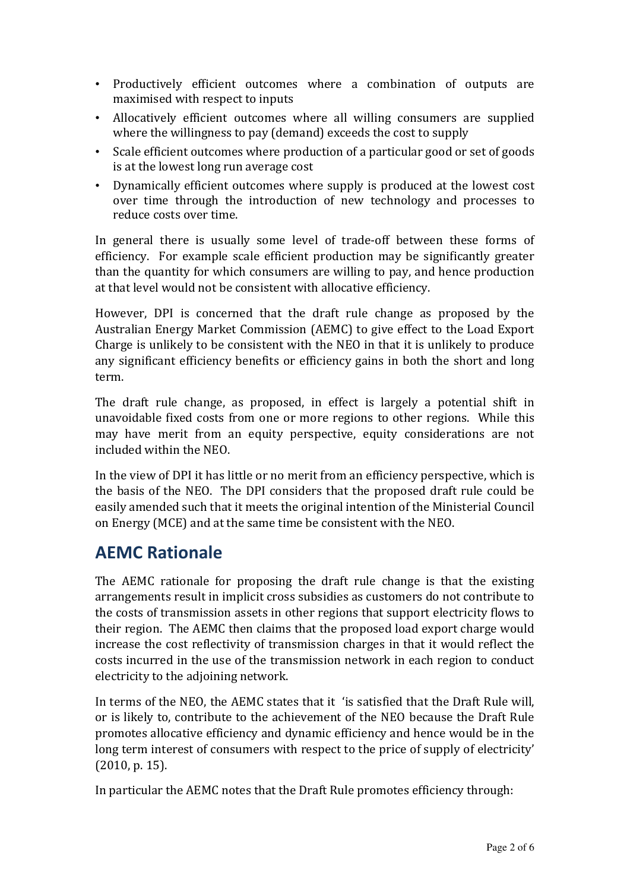- Productively efficient outcomes where a combination of outputs are maximised with respect to inputs
- Allocatively efficient outcomes where all willing consumers are supplied where the willingness to pay (demand) exceeds the cost to supply
- Scale efficient outcomes where production of a particular good or set of goods is at the lowest long run average cost
- Dynamically efficient outcomes where supply is produced at the lowest cost over time through the introduction of new technology and processes to reduce costs over time.

In general there is usually some level of trade-off between these forms of efficiency. For example scale efficient production may be significantly greater than the quantity for which consumers are willing to pay, and hence production at that level would not be consistent with allocative efficiency.

However, DPI is concerned that the draft rule change as proposed by the Australian Energy Market Commission (AEMC) to give effect to the Load Export Charge is unlikely to be consistent with the NEO in that it is unlikely to produce any significant efficiency benefits or efficiency gains in both the short and long term.

The draft rule change, as proposed, in effect is largely a potential shift in unavoidable fixed costs from one or more regions to other regions. While this may have merit from an equity perspective, equity considerations are not included within the NEO.

In the view of DPI it has little or no merit from an efficiency perspective, which is the basis of the NEO. The DPI considers that the proposed draft rule could be easily amended such that it meets the original intention of the Ministerial Council on Energy (MCE) and at the same time be consistent with the NEO.

## AEMC Rationale

The AEMC rationale for proposing the draft rule change is that the existing arrangements result in implicit cross subsidies as customers do not contribute to the costs of transmission assets in other regions that support electricity flows to their region. The AEMC then claims that the proposed load export charge would increase the cost reflectivity of transmission charges in that it would reflect the costs incurred in the use of the transmission network in each region to conduct electricity to the adjoining network.

In terms of the NEO, the AEMC states that it 'is satisfied that the Draft Rule will, or is likely to, contribute to the achievement of the NEO because the Draft Rule promotes allocative efficiency and dynamic efficiency and hence would be in the long term interest of consumers with respect to the price of supply of electricity' (2010, p. 15).

In particular the AEMC notes that the Draft Rule promotes efficiency through: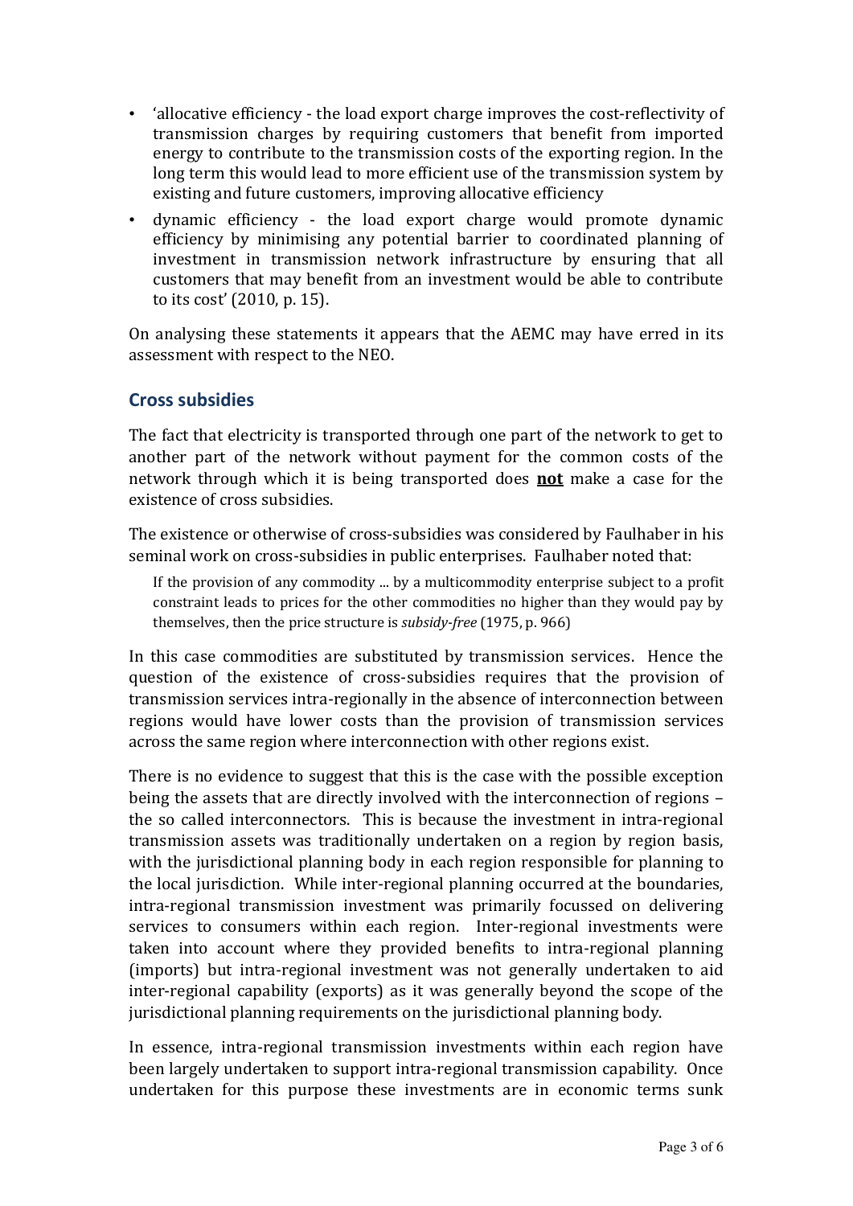- 'allocative efficiency - the load export charge improves the cost-reflectivity of transmission charges by requiring customers that benefit from imported energy to contribute to the transmission costs of the exporting region. In the long term this would lead to more efficient use of the transmission system by existing and future customers, improving allocative efficiency
- dynamic efficiency - the load export charge would promote dynamic efficiency by minimising any potential barrier to coordinated planning of investment in transmission network infrastructure by ensuring that all customers that may benefit from an investment would be able to contribute to its cost' (2010, p. 15).

On analysing these statements it appears that the AEMC may have erred in its assessment with respect to the NEO.

## Cross subsidies

The fact that electricity is transported through one part of the network to get to another part of the network without payment for the common costs of the network through which it is being transported does **not** make a case for the existence of cross subsidies.

The existence or otherwise of cross-subsidies was considered by Faulhaber in his seminal work on cross-subsidies in public enterprises. Faulhaber noted that:

> If the provision of any commodity ... by a multicommodity enterprise subject to a profit constraint leads to prices for the other commodities no higher than they would pay by themselves, then the price structure is *subsidy-free* (1975, p. 966)

In this case commodities are substituted by transmission services. Hence the question of the existence of cross-subsidies requires that the provision of transmission services intra-regionally in the absence of interconnection between regions would have lower costs than the provision of transmission services across the same region where interconnection with other regions exist.

There is no evidence to suggest that this is the case with the possible exception being the assets that are directly involved with the interconnection of regions – the so called interconnectors. This is because the investment in intra-regional transmission assets was traditionally undertaken on a region by region basis, with the jurisdictional planning body in each region responsible for planning to the local jurisdiction. While inter-regional planning occurred at the boundaries, intra-regional transmission investment was primarily focussed on delivering services to consumers within each region. Inter-regional investments were taken into account where they provided benefits to intra-regional planning (imports) but intra-regional investment was not generally undertaken to aid inter-regional capability (exports) as it was generally beyond the scope of the jurisdictional planning requirements on the jurisdictional planning body.

In essence, intra-regional transmission investments within each region have been largely undertaken to support intra-regional transmission capability. Once undertaken for this purpose these investments are in economic terms sunk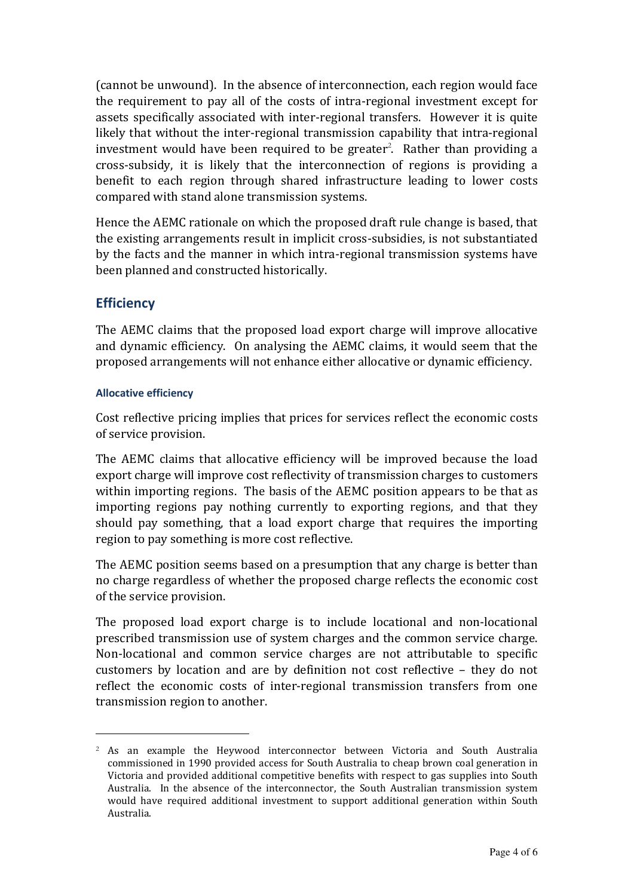(cannot be unwound). In the absence of interconnection, each region would face the requirement to pay all of the costs of intra-regional investment except for assets specifically associated with inter-regional transfers. However it is quite likely that without the inter-regional transmission capability that intra-regional investment would have been required to be greater[2]. Rather than providing a cross-subsidy, it is likely that the interconnection of regions is providing a benefit to each region through shared infrastructure leading to lower costs compared with stand alone transmission systems.

Hence the AEMC rationale on which the proposed draft rule change is based, that the existing arrangements result in implicit cross-subsidies, is not substantiated by the facts and the manner in which intra-regional transmission systems have been planned and constructed historically.

## Efficiency

The AEMC claims that the proposed load export charge will improve allocative and dynamic efficiency. On analysing the AEMC claims, it would seem that the proposed arrangements will not enhance either allocative or dynamic efficiency.

### Allocative efficiency

Cost reflective pricing implies that prices for services reflect the economic costs of service provision.

The AEMC claims that allocative efficiency will be improved because the load export charge will improve cost reflectivity of transmission charges to customers within importing regions. The basis of the AEMC position appears to be that as importing regions pay nothing currently to exporting regions, and that they should pay something, that a load export charge that requires the importing region to pay something is more cost reflective.

The AEMC position seems based on a presumption that any charge is better than no charge regardless of whether the proposed charge reflects the economic cost of the service provision.

The proposed load export charge is to include locational and non-locational prescribed transmission use of system charges and the common service charge. Non-locational and common service charges are not attributable to specific customers by location and are by definition not cost reflective – they do not reflect the economic costs of inter-regional transmission transfers from one transmission region to another.

---

[2] As an example the Heywood interconnector between Victoria and South Australia commissioned in 1990 provided access for South Australia to cheap brown coal generation in Victoria and provided additional competitive benefits with respect to gas supplies into South Australia. In the absence of the interconnector, the South Australian transmission system would have required additional investment to support additional generation within South Australia.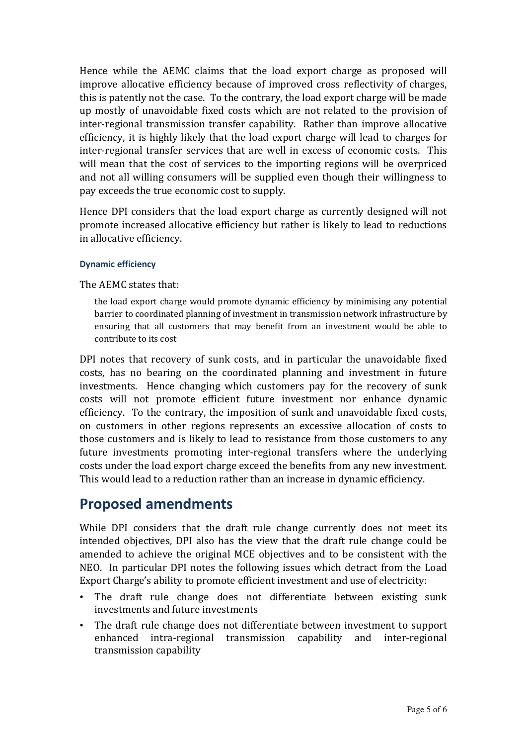Hence while the AEMC claims that the load export charge as proposed will improve allocative efficiency because of improved cross reflectivity of charges, this is patently not the case. To the contrary, the load export charge will be made up mostly of unavoidable fixed costs which are not related to the provision of inter-regional transmission transfer capability. Rather than improve allocative efficiency, it is highly likely that the load export charge will lead to charges for inter-regional transfer services that are well in excess of economic costs. This will mean that the cost of services to the importing regions will be overpriced and not all willing consumers will be supplied even though their willingness to pay exceeds the true economic cost to supply.

Hence DPI considers that the load export charge as currently designed will not promote increased allocative efficiency but rather is likely to lead to reductions in allocative efficiency.

#### Dynamic efficiency

The AEMC states that:

> the load export charge would promote dynamic efficiency by minimising any potential barrier to coordinated planning of investment in transmission network infrastructure by ensuring that all customers that may benefit from an investment would be able to contribute to its cost

DPI notes that recovery of sunk costs, and in particular the unavoidable fixed costs, has no bearing on the coordinated planning and investment in future investments. Hence changing which customers pay for the recovery of sunk costs will not promote efficient future investment nor enhance dynamic efficiency. To the contrary, the imposition of sunk and unavoidable fixed costs, on customers in other regions represents an excessive allocation of costs to those customers and is likely to lead to resistance from those customers to any future investments promoting inter-regional transfers where the underlying costs under the load export charge exceed the benefits from any new investment. This would lead to a reduction rather than an increase in dynamic efficiency.

## Proposed amendments

While DPI considers that the draft rule change currently does not meet its intended objectives, DPI also has the view that the draft rule change could be amended to achieve the original MCE objectives and to be consistent with the NEO. In particular DPI notes the following issues which detract from the Load Export Charge's ability to promote efficient investment and use of electricity:

- The draft rule change does not differentiate between existing sunk investments and future investments
- The draft rule change does not differentiate between investment to support enhanced intra-regional transmission capability and inter-regional transmission capability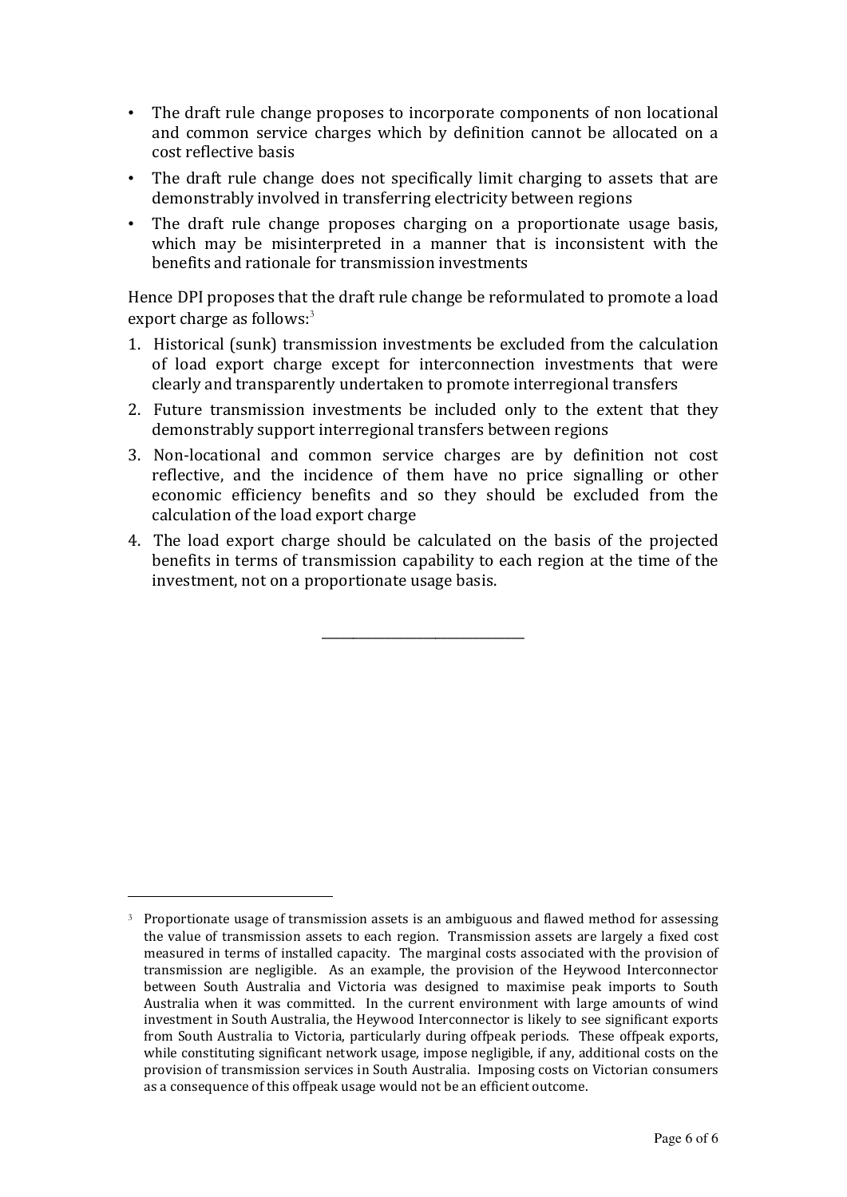- The draft rule change proposes to incorporate components of non locational and common service charges which by definition cannot be allocated on a cost reflective basis
- The draft rule change does not specifically limit charging to assets that are demonstrably involved in transferring electricity between regions
- The draft rule change proposes charging on a proportionate usage basis, which may be misinterpreted in a manner that is inconsistent with the benefits and rationale for transmission investments

Hence DPI proposes that the draft rule change be reformulated to promote a load export charge as follows:[3]

1. Historical (sunk) transmission investments be excluded from the calculation of load export charge except for interconnection investments that were clearly and transparently undertaken to promote interregional transfers
2. Future transmission investments be included only to the extent that they demonstrably support interregional transfers between regions
3. Non-locational and common service charges are by definition not cost reflective, and the incidence of them have no price signalling or other economic efficiency benefits and so they should be excluded from the calculation of the load export charge
4. The load export charge should be calculated on the basis of the projected benefits in terms of transmission capability to each region at the time of the investment, not on a proportionate usage basis.

---

[3] Proportionate usage of transmission assets is an ambiguous and flawed method for assessing the value of transmission assets to each region. Transmission assets are largely a fixed cost measured in terms of installed capacity. The marginal costs associated with the provision of transmission are negligible. As an example, the provision of the Heywood Interconnector between South Australia and Victoria was designed to maximise peak imports to South Australia when it was committed. In the current environment with large amounts of wind investment in South Australia, the Heywood Interconnector is likely to see significant exports from South Australia to Victoria, particularly during offpeak periods. These offpeak exports, while constituting significant network usage, impose negligible, if any, additional costs on the provision of transmission services in South Australia. Imposing costs on Victorian consumers as a consequence of this offpeak usage would not be an efficient outcome.